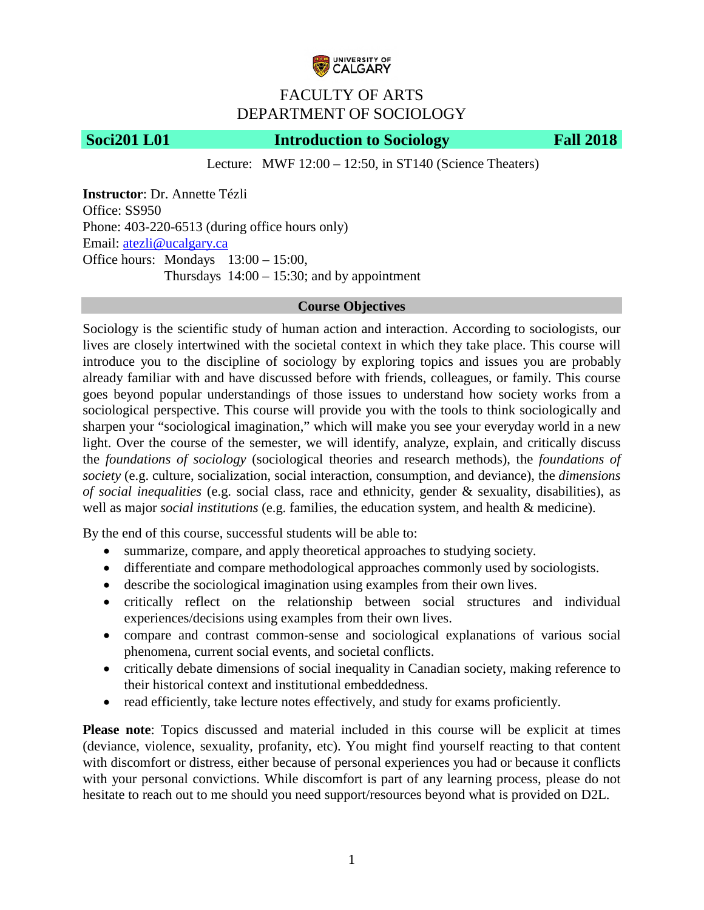FACULTY OF ARTS
DEPARTMENT OF SOCIOLOGY

| **Soci201 L01** | **Introduction to Sociology** | **Fall 2018** |
| --- | --- | --- |

Lecture: MWF 12:00 – 12:50, in ST140 (Science Theaters)

**Instructor**: Dr. Annette Tézli
Office: SS950
Phone: 403-220-6513 (during office hours only)
Email: atezli@ucalgary.ca
Office hours: Mondays 13:00 – 15:00,
Thursdays 14:00 – 15:30; and by appointment

## Course Objectives

Sociology is the scientific study of human action and interaction. According to sociologists, our lives are closely intertwined with the societal context in which they take place. This course will introduce you to the discipline of sociology by exploring topics and issues you are probably already familiar with and have discussed before with friends, colleagues, or family. This course goes beyond popular understandings of those issues to understand how society works from a sociological perspective. This course will provide you with the tools to think sociologically and sharpen your "sociological imagination," which will make you see your everyday world in a new light. Over the course of the semester, we will identify, analyze, explain, and critically discuss the *foundations of sociology* (sociological theories and research methods), the *foundations of society* (e.g. culture, socialization, social interaction, consumption, and deviance), the *dimensions of social inequalities* (e.g. social class, race and ethnicity, gender & sexuality, disabilities), as well as major *social institutions* (e.g. families, the education system, and health & medicine).

By the end of this course, successful students will be able to:

- summarize, compare, and apply theoretical approaches to studying society.
- differentiate and compare methodological approaches commonly used by sociologists.
- describe the sociological imagination using examples from their own lives.
- critically reflect on the relationship between social structures and individual experiences/decisions using examples from their own lives.
- compare and contrast common-sense and sociological explanations of various social phenomena, current social events, and societal conflicts.
- critically debate dimensions of social inequality in Canadian society, making reference to their historical context and institutional embeddedness.
- read efficiently, take lecture notes effectively, and study for exams proficiently.

**Please note**: Topics discussed and material included in this course will be explicit at times (deviance, violence, sexuality, profanity, etc). You might find yourself reacting to that content with discomfort or distress, either because of personal experiences you had or because it conflicts with your personal convictions. While discomfort is part of any learning process, please do not hesitate to reach out to me should you need support/resources beyond what is provided on D2L.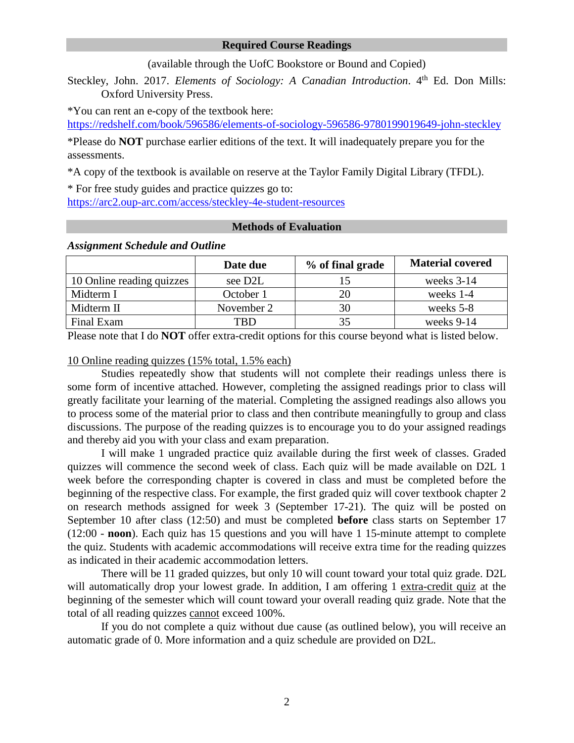## Required Course Readings

(available through the UofC Bookstore or Bound and Copied)

Steckley, John. 2017. *Elements of Sociology: A Canadian Introduction*. 4th Ed. Don Mills: Oxford University Press.

*You can rent an e-copy of the textbook here: https://redshelf.com/book/596586/elements-of-sociology-596586-9780199019649-john-steckley

*Please do **NOT** purchase earlier editions of the text. It will inadequately prepare you for the assessments.

*A copy of the textbook is available on reserve at the Taylor Family Digital Library (TFDL).

* For free study guides and practice quizzes go to: https://arc2.oup-arc.com/access/steckley-4e-student-resources

## Methods of Evaluation

***Assignment Schedule and Outline***

| | Date due | % of final grade | Material covered |
|---|---|---|---|
| 10 Online reading quizzes | see D2L | 15 | weeks 3-14 |
| Midterm I | October 1 | 20 | weeks 1-4 |
| Midterm II | November 2 | 30 | weeks 5-8 |
| Final Exam | TBD | 35 | weeks 9-14 |

Please note that I do **NOT** offer extra-credit options for this course beyond what is listed below.

10 Online reading quizzes (15% total, 1.5% each)

Studies repeatedly show that students will not complete their readings unless there is some form of incentive attached. However, completing the assigned readings prior to class will greatly facilitate your learning of the material. Completing the assigned readings also allows you to process some of the material prior to class and then contribute meaningfully to group and class discussions. The purpose of the reading quizzes is to encourage you to do your assigned readings and thereby aid you with your class and exam preparation.

I will make 1 ungraded practice quiz available during the first week of classes. Graded quizzes will commence the second week of class. Each quiz will be made available on D2L 1 week before the corresponding chapter is covered in class and must be completed before the beginning of the respective class. For example, the first graded quiz will cover textbook chapter 2 on research methods assigned for week 3 (September 17-21). The quiz will be posted on September 10 after class (12:50) and must be completed **before** class starts on September 17 (12:00 - **noon**). Each quiz has 15 questions and you will have 1 15-minute attempt to complete the quiz. Students with academic accommodations will receive extra time for the reading quizzes as indicated in their academic accommodation letters.

There will be 11 graded quizzes, but only 10 will count toward your total quiz grade. D2L will automatically drop your lowest grade. In addition, I am offering 1 extra-credit quiz at the beginning of the semester which will count toward your overall reading quiz grade. Note that the total of all reading quizzes cannot exceed 100%.

If you do not complete a quiz without due cause (as outlined below), you will receive an automatic grade of 0. More information and a quiz schedule are provided on D2L.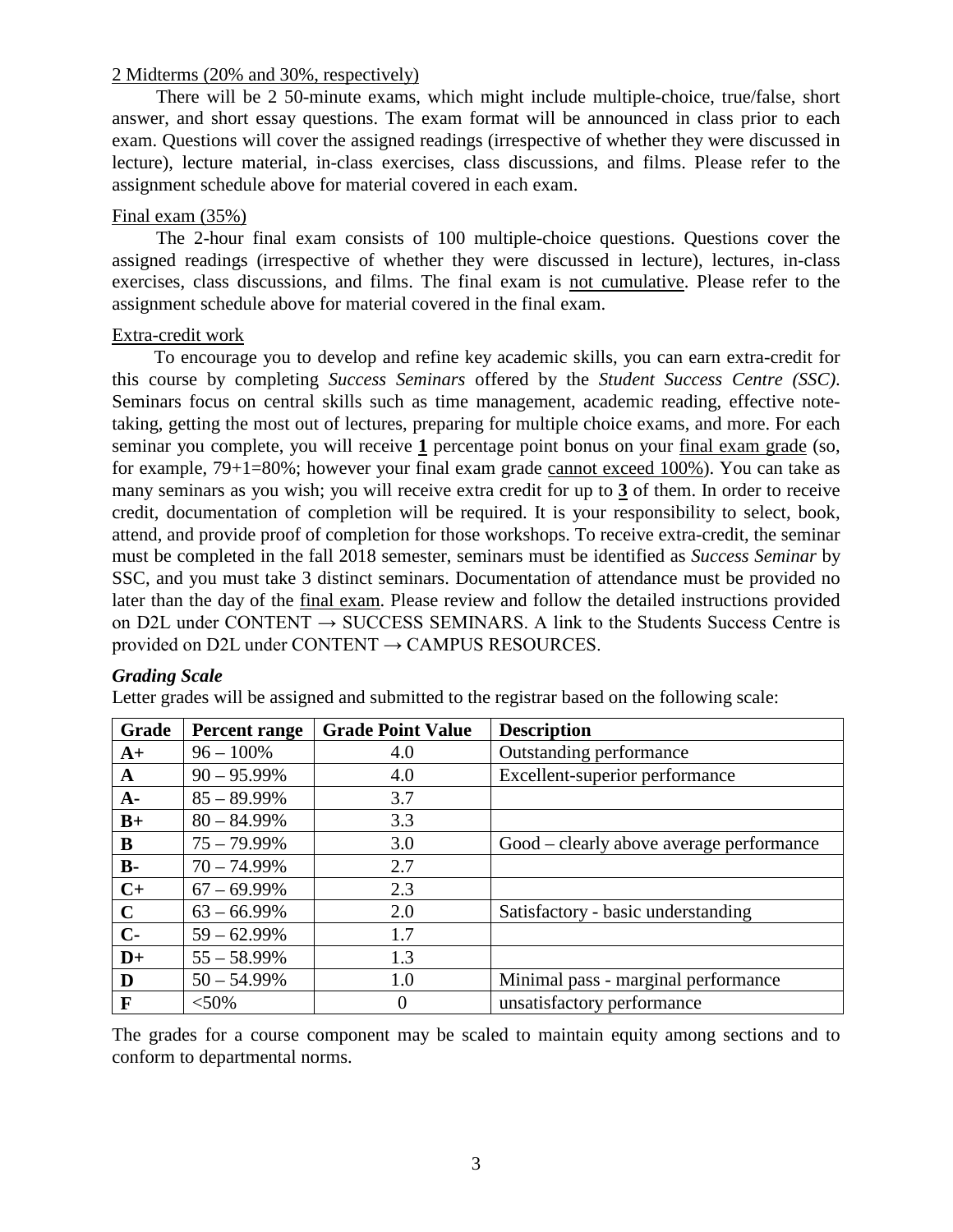<u>2 Midterms (20% and 30%, respectively)</u>

There will be 2 50-minute exams, which might include multiple-choice, true/false, short answer, and short essay questions. The exam format will be announced in class prior to each exam. Questions will cover the assigned readings (irrespective of whether they were discussed in lecture), lecture material, in-class exercises, class discussions, and films. Please refer to the assignment schedule above for material covered in each exam.

<u>Final exam (35%)</u>

The 2-hour final exam consists of 100 multiple-choice questions. Questions cover the assigned readings (irrespective of whether they were discussed in lecture), lectures, in-class exercises, class discussions, and films. The final exam is <u>not cumulative</u>. Please refer to the assignment schedule above for material covered in the final exam.

<u>Extra-credit work</u>

To encourage you to develop and refine key academic skills, you can earn extra-credit for this course by completing *Success Seminars* offered by the *Student Success Centre (SSC)*. Seminars focus on central skills such as time management, academic reading, effective note-taking, getting the most out of lectures, preparing for multiple choice exams, and more. For each seminar you complete, you will receive **<u>1</u>** percentage point bonus on your <u>final exam grade</u> (so, for example, 79+1=80%; however your final exam grade <u>cannot exceed 100%</u>). You can take as many seminars as you wish; you will receive extra credit for up to **<u>3</u>** of them. In order to receive credit, documentation of completion will be required. It is your responsibility to select, book, attend, and provide proof of completion for those workshops. To receive extra-credit, the seminar must be completed in the fall 2018 semester, seminars must be identified as *Success Seminar* by SSC, and you must take 3 distinct seminars. Documentation of attendance must be provided no later than the day of the <u>final exam</u>. Please review and follow the detailed instructions provided on D2L under CONTENT → SUCCESS SEMINARS. A link to the Students Success Centre is provided on D2L under CONTENT → CAMPUS RESOURCES.

***Grading Scale***

Letter grades will be assigned and submitted to the registrar based on the following scale:

| Grade | Percent range | Grade Point Value | Description |
|---|---|---|---|
| **A+** | 96 – 100% | 4.0 | Outstanding performance |
| **A** | 90 – 95.99% | 4.0 | Excellent-superior performance |
| **A-** | 85 – 89.99% | 3.7 | |
| **B+** | 80 – 84.99% | 3.3 | |
| **B** | 75 – 79.99% | 3.0 | Good – clearly above average performance |
| **B-** | 70 – 74.99% | 2.7 | |
| **C+** | 67 – 69.99% | 2.3 | |
| **C** | 63 – 66.99% | 2.0 | Satisfactory - basic understanding |
| **C-** | 59 – 62.99% | 1.7 | |
| **D+** | 55 – 58.99% | 1.3 | |
| **D** | 50 – 54.99% | 1.0 | Minimal pass - marginal performance |
| **F** | <50% | 0 | unsatisfactory performance |

The grades for a course component may be scaled to maintain equity among sections and to conform to departmental norms.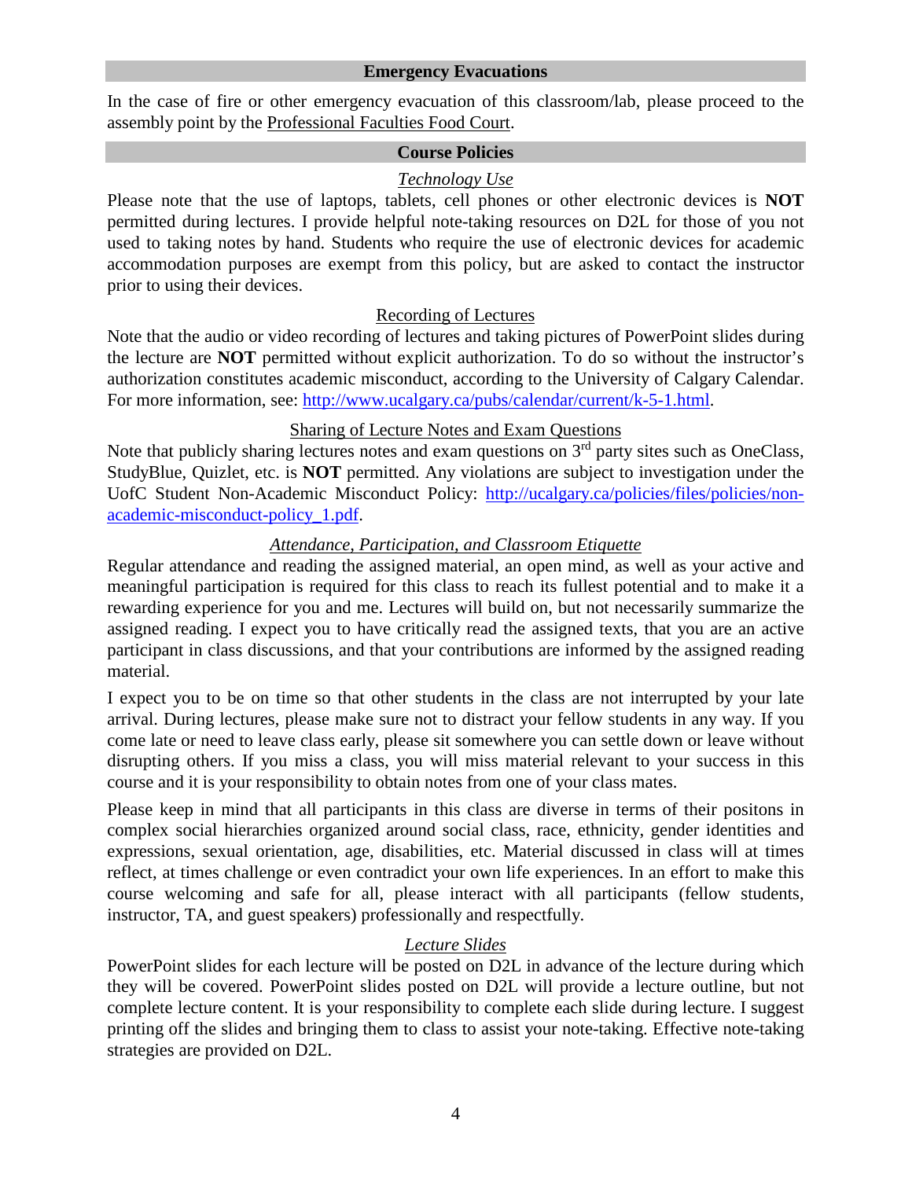## Emergency Evacuations

In the case of fire or other emergency evacuation of this classroom/lab, please proceed to the assembly point by the Professional Faculties Food Court.

## Course Policies

### *Technology Use*

Please note that the use of laptops, tablets, cell phones or other electronic devices is **NOT** permitted during lectures. I provide helpful note-taking resources on D2L for those of you not used to taking notes by hand. Students who require the use of electronic devices for academic accommodation purposes are exempt from this policy, but are asked to contact the instructor prior to using their devices.

### Recording of Lectures

Note that the audio or video recording of lectures and taking pictures of PowerPoint slides during the lecture are **NOT** permitted without explicit authorization. To do so without the instructor's authorization constitutes academic misconduct, according to the University of Calgary Calendar. For more information, see: http://www.ucalgary.ca/pubs/calendar/current/k-5-1.html.

### Sharing of Lecture Notes and Exam Questions

Note that publicly sharing lectures notes and exam questions on 3rd party sites such as OneClass, StudyBlue, Quizlet, etc. is **NOT** permitted. Any violations are subject to investigation under the UofC Student Non-Academic Misconduct Policy: http://ucalgary.ca/policies/files/policies/non-academic-misconduct-policy_1.pdf.

### *Attendance, Participation, and Classroom Etiquette*

Regular attendance and reading the assigned material, an open mind, as well as your active and meaningful participation is required for this class to reach its fullest potential and to make it a rewarding experience for you and me. Lectures will build on, but not necessarily summarize the assigned reading. I expect you to have critically read the assigned texts, that you are an active participant in class discussions, and that your contributions are informed by the assigned reading material.

I expect you to be on time so that other students in the class are not interrupted by your late arrival. During lectures, please make sure not to distract your fellow students in any way. If you come late or need to leave class early, please sit somewhere you can settle down or leave without disrupting others. If you miss a class, you will miss material relevant to your success in this course and it is your responsibility to obtain notes from one of your class mates.

Please keep in mind that all participants in this class are diverse in terms of their positons in complex social hierarchies organized around social class, race, ethnicity, gender identities and expressions, sexual orientation, age, disabilities, etc. Material discussed in class will at times reflect, at times challenge or even contradict your own life experiences. In an effort to make this course welcoming and safe for all, please interact with all participants (fellow students, instructor, TA, and guest speakers) professionally and respectfully.

### *Lecture Slides*

PowerPoint slides for each lecture will be posted on D2L in advance of the lecture during which they will be covered. PowerPoint slides posted on D2L will provide a lecture outline, but not complete lecture content. It is your responsibility to complete each slide during lecture. I suggest printing off the slides and bringing them to class to assist your note-taking. Effective note-taking strategies are provided on D2L.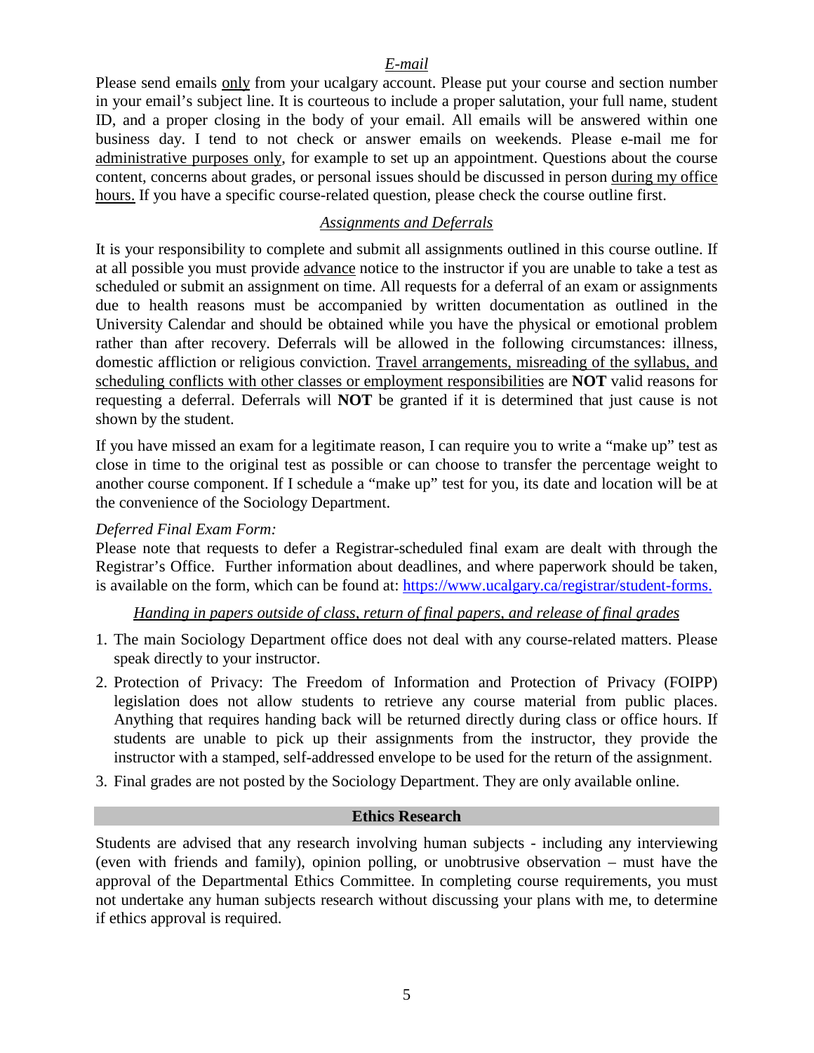### *E-mail*

Please send emails only from your ucalgary account. Please put your course and section number in your email's subject line. It is courteous to include a proper salutation, your full name, student ID, and a proper closing in the body of your email. All emails will be answered within one business day. I tend to not check or answer emails on weekends. Please e-mail me for administrative purposes only, for example to set up an appointment. Questions about the course content, concerns about grades, or personal issues should be discussed in person during my office hours. If you have a specific course-related question, please check the course outline first.

### *Assignments and Deferrals*

It is your responsibility to complete and submit all assignments outlined in this course outline. If at all possible you must provide advance notice to the instructor if you are unable to take a test as scheduled or submit an assignment on time. All requests for a deferral of an exam or assignments due to health reasons must be accompanied by written documentation as outlined in the University Calendar and should be obtained while you have the physical or emotional problem rather than after recovery. Deferrals will be allowed in the following circumstances: illness, domestic affliction or religious conviction. Travel arrangements, misreading of the syllabus, and scheduling conflicts with other classes or employment responsibilities are **NOT** valid reasons for requesting a deferral. Deferrals will **NOT** be granted if it is determined that just cause is not shown by the student.

If you have missed an exam for a legitimate reason, I can require you to write a "make up" test as close in time to the original test as possible or can choose to transfer the percentage weight to another course component. If I schedule a "make up" test for you, its date and location will be at the convenience of the Sociology Department.

*Deferred Final Exam Form:*
Please note that requests to defer a Registrar-scheduled final exam are dealt with through the Registrar's Office. Further information about deadlines, and where paperwork should be taken, is available on the form, which can be found at: https://www.ucalgary.ca/registrar/student-forms.

### *Handing in papers outside of class, return of final papers, and release of final grades*

1. The main Sociology Department office does not deal with any course-related matters. Please speak directly to your instructor.
2. Protection of Privacy: The Freedom of Information and Protection of Privacy (FOIPP) legislation does not allow students to retrieve any course material from public places. Anything that requires handing back will be returned directly during class or office hours. If students are unable to pick up their assignments from the instructor, they provide the instructor with a stamped, self-addressed envelope to be used for the return of the assignment.
3. Final grades are not posted by the Sociology Department. They are only available online.

## Ethics Research

Students are advised that any research involving human subjects - including any interviewing (even with friends and family), opinion polling, or unobtrusive observation – must have the approval of the Departmental Ethics Committee. In completing course requirements, you must not undertake any human subjects research without discussing your plans with me, to determine if ethics approval is required.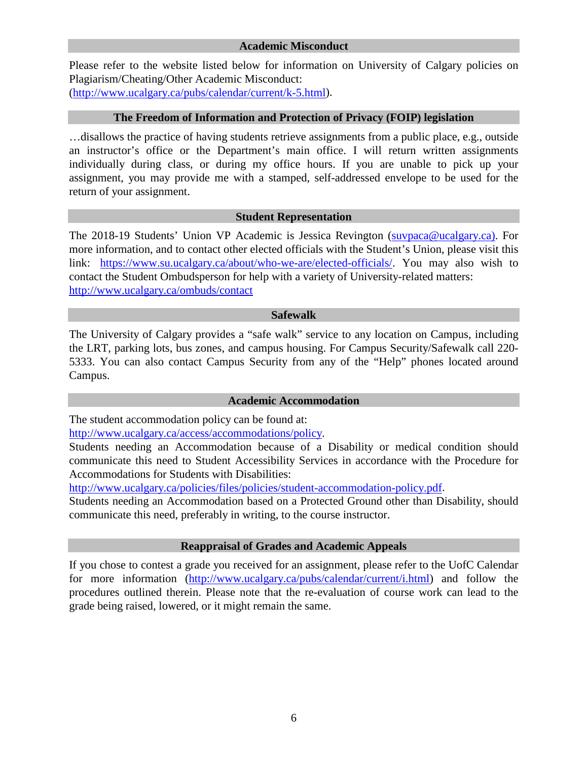## Academic Misconduct

Please refer to the website listed below for information on University of Calgary policies on Plagiarism/Cheating/Other Academic Misconduct:
(http://www.ucalgary.ca/pubs/calendar/current/k-5.html).

## The Freedom of Information and Protection of Privacy (FOIP) legislation

…disallows the practice of having students retrieve assignments from a public place, e.g., outside an instructor's office or the Department's main office. I will return written assignments individually during class, or during my office hours. If you are unable to pick up your assignment, you may provide me with a stamped, self-addressed envelope to be used for the return of your assignment.

## Student Representation

The 2018-19 Students' Union VP Academic is Jessica Revington (suvpaca@ucalgary.ca). For more information, and to contact other elected officials with the Student's Union, please visit this link: https://www.su.ucalgary.ca/about/who-we-are/elected-officials/. You may also wish to contact the Student Ombudsperson for help with a variety of University-related matters: http://www.ucalgary.ca/ombuds/contact

## Safewalk

The University of Calgary provides a "safe walk" service to any location on Campus, including the LRT, parking lots, bus zones, and campus housing. For Campus Security/Safewalk call 220-5333. You can also contact Campus Security from any of the "Help" phones located around Campus.

## Academic Accommodation

The student accommodation policy can be found at:
http://www.ucalgary.ca/access/accommodations/policy.
Students needing an Accommodation because of a Disability or medical condition should communicate this need to Student Accessibility Services in accordance with the Procedure for Accommodations for Students with Disabilities:
http://www.ucalgary.ca/policies/files/policies/student-accommodation-policy.pdf.
Students needing an Accommodation based on a Protected Ground other than Disability, should communicate this need, preferably in writing, to the course instructor.

## Reappraisal of Grades and Academic Appeals

If you chose to contest a grade you received for an assignment, please refer to the UofC Calendar for more information (http://www.ucalgary.ca/pubs/calendar/current/i.html) and follow the procedures outlined therein. Please note that the re-evaluation of course work can lead to the grade being raised, lowered, or it might remain the same.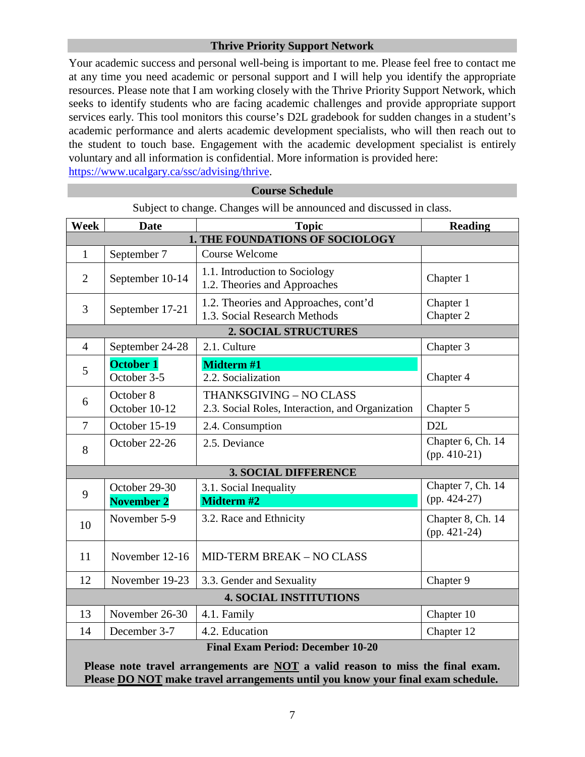## Thrive Priority Support Network

Your academic success and personal well-being is important to me. Please feel free to contact me at any time you need academic or personal support and I will help you identify the appropriate resources. Please note that I am working closely with the Thrive Priority Support Network, which seeks to identify students who are facing academic challenges and provide appropriate support services early. This tool monitors this course's D2L gradebook for sudden changes in a student's academic performance and alerts academic development specialists, who will then reach out to the student to touch base. Engagement with the academic development specialist is entirely voluntary and all information is confidential. More information is provided here: https://www.ucalgary.ca/ssc/advising/thrive.

## Course Schedule

Subject to change. Changes will be announced and discussed in class.

| Week | Date | Topic | Reading |
|---|---|---|---|
| **1. THE FOUNDATIONS OF SOCIOLOGY** | | | |
| 1 | September 7 | Course Welcome | |
| 2 | September 10-14 | 1.1. Introduction to Sociology<br>1.2. Theories and Approaches | Chapter 1 |
| 3 | September 17-21 | 1.2. Theories and Approaches, cont'd<br>1.3. Social Research Methods | Chapter 1<br>Chapter 2 |
| **2. SOCIAL STRUCTURES** | | | |
| 4 | September 24-28 | 2.1. Culture | Chapter 3 |
| 5 | **October 1**<br>October 3-5 | **Midterm #1**<br>2.2. Socialization | Chapter 4 |
| 6 | October 8<br>October 10-12 | THANKSGIVING – NO CLASS<br>2.3. Social Roles, Interaction, and Organization | Chapter 5 |
| 7 | October 15-19 | 2.4. Consumption | D2L |
| 8 | October 22-26 | 2.5. Deviance | Chapter 6, Ch. 14 (pp. 410-21) |
| **3. SOCIAL DIFFERENCE** | | | |
| 9 | October 29-30<br>**November 2** | 3.1. Social Inequality<br>**Midterm #2** | Chapter 7, Ch. 14 (pp. 424-27) |
| 10 | November 5-9 | 3.2. Race and Ethnicity | Chapter 8, Ch. 14 (pp. 421-24) |
| 11 | November 12-16 | MID-TERM BREAK – NO CLASS | |
| 12 | November 19-23 | 3.3. Gender and Sexuality | Chapter 9 |
| **4. SOCIAL INSTITUTIONS** | | | |
| 13 | November 26-30 | 4.1. Family | Chapter 10 |
| 14 | December 3-7 | 4.2. Education | Chapter 12 |
| **Final Exam Period: December 10-20** | | | |

**Please note travel arrangements are NOT a valid reason to miss the final exam. Please DO NOT make travel arrangements until you know your final exam schedule.**